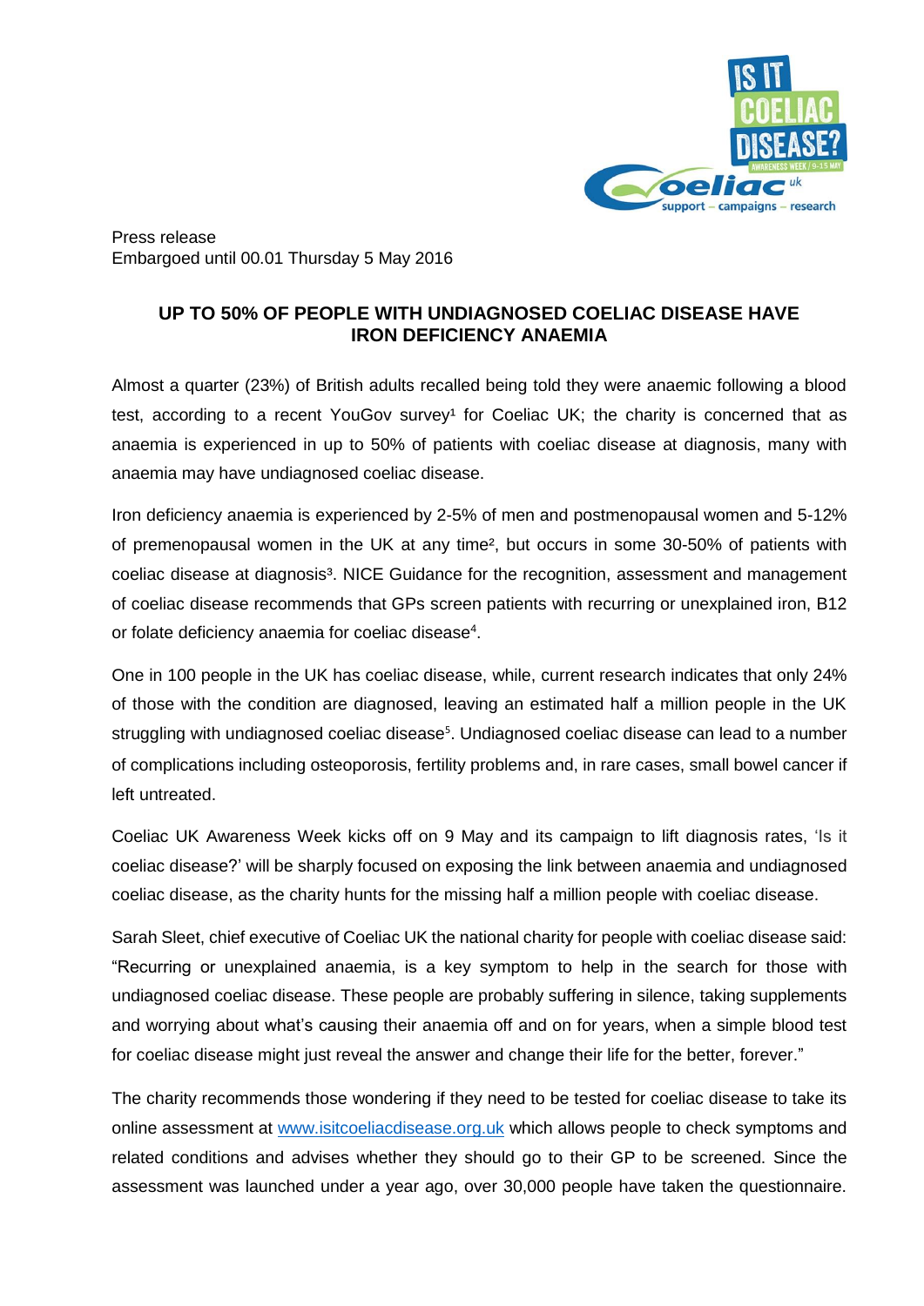Press release
Embargoed until 00.01 Thursday 5 May 2016

# UP TO 50% OF PEOPLE WITH UNDIAGNOSED COELIAC DISEASE HAVE IRON DEFICIENCY ANAEMIA

Almost a quarter (23%) of British adults recalled being told they were anaemic following a blood test, according to a recent YouGov survey[1] for Coeliac UK; the charity is concerned that as anaemia is experienced in up to 50% of patients with coeliac disease at diagnosis, many with anaemia may have undiagnosed coeliac disease.

Iron deficiency anaemia is experienced by 2-5% of men and postmenopausal women and 5-12% of premenopausal women in the UK at any time[2], but occurs in some 30-50% of patients with coeliac disease at diagnosis[3]. NICE Guidance for the recognition, assessment and management of coeliac disease recommends that GPs screen patients with recurring or unexplained iron, B12 or folate deficiency anaemia for coeliac disease[4].

One in 100 people in the UK has coeliac disease, while, current research indicates that only 24% of those with the condition are diagnosed, leaving an estimated half a million people in the UK struggling with undiagnosed coeliac disease[5]. Undiagnosed coeliac disease can lead to a number of complications including osteoporosis, fertility problems and, in rare cases, small bowel cancer if left untreated.

Coeliac UK Awareness Week kicks off on 9 May and its campaign to lift diagnosis rates, 'Is it coeliac disease?' will be sharply focused on exposing the link between anaemia and undiagnosed coeliac disease, as the charity hunts for the missing half a million people with coeliac disease.

Sarah Sleet, chief executive of Coeliac UK the national charity for people with coeliac disease said: "Recurring or unexplained anaemia, is a key symptom to help in the search for those with undiagnosed coeliac disease. These people are probably suffering in silence, taking supplements and worrying about what's causing their anaemia off and on for years, when a simple blood test for coeliac disease might just reveal the answer and change their life for the better, forever."

The charity recommends those wondering if they need to be tested for coeliac disease to take its online assessment at [www.isitcoeliacdisease.org.uk](http://www.isitcoeliacdisease.org.uk) which allows people to check symptoms and related conditions and advises whether they should go to their GP to be screened. Since the assessment was launched under a year ago, over 30,000 people have taken the questionnaire.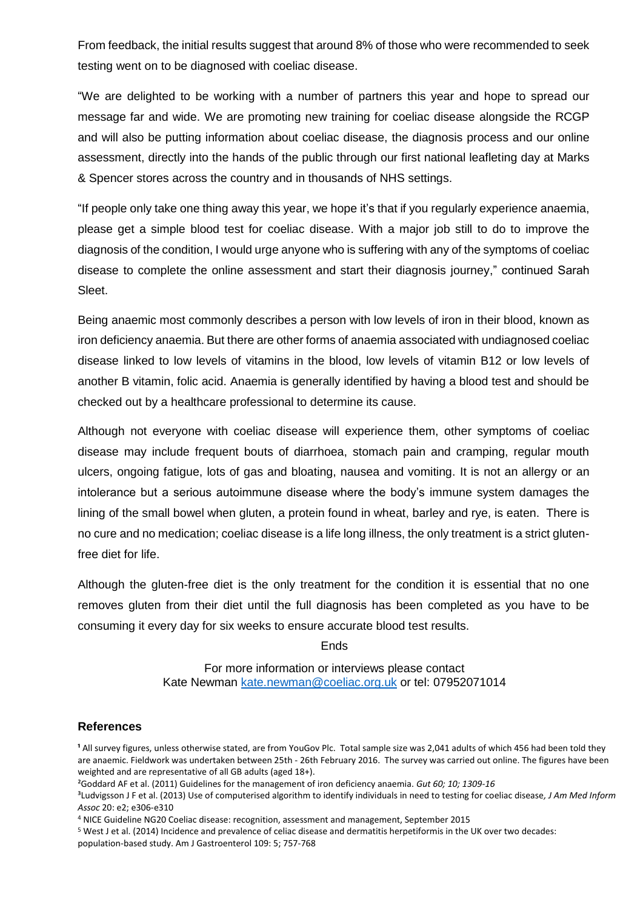From feedback, the initial results suggest that around 8% of those who were recommended to seek testing went on to be diagnosed with coeliac disease.

"We are delighted to be working with a number of partners this year and hope to spread our message far and wide. We are promoting new training for coeliac disease alongside the RCGP and will also be putting information about coeliac disease, the diagnosis process and our online assessment, directly into the hands of the public through our first national leafleting day at Marks & Spencer stores across the country and in thousands of NHS settings.

"If people only take one thing away this year, we hope it's that if you regularly experience anaemia, please get a simple blood test for coeliac disease. With a major job still to do to improve the diagnosis of the condition, I would urge anyone who is suffering with any of the symptoms of coeliac disease to complete the online assessment and start their diagnosis journey," continued Sarah Sleet.

Being anaemic most commonly describes a person with low levels of iron in their blood, known as iron deficiency anaemia. But there are other forms of anaemia associated with undiagnosed coeliac disease linked to low levels of vitamins in the blood, low levels of vitamin B12 or low levels of another B vitamin, folic acid. Anaemia is generally identified by having a blood test and should be checked out by a healthcare professional to determine its cause.

Although not everyone with coeliac disease will experience them, other symptoms of coeliac disease may include frequent bouts of diarrhoea, stomach pain and cramping, regular mouth ulcers, ongoing fatigue, lots of gas and bloating, nausea and vomiting. It is not an allergy or an intolerance but a serious autoimmune disease where the body's immune system damages the lining of the small bowel when gluten, a protein found in wheat, barley and rye, is eaten. There is no cure and no medication; coeliac disease is a life long illness, the only treatment is a strict gluten-free diet for life.

Although the gluten-free diet is the only treatment for the condition it is essential that no one removes gluten from their diet until the full diagnosis has been completed as you have to be consuming it every day for six weeks to ensure accurate blood test results.

Ends

For more information or interviews please contact
Kate Newman kate.newman@coeliac.org.uk or tel: 07952071014

**References**

[1] All survey figures, unless otherwise stated, are from YouGov Plc. Total sample size was 2,041 adults of which 456 had been told they are anaemic. Fieldwork was undertaken between 25th - 26th February 2016. The survey was carried out online. The figures have been weighted and are representative of all GB adults (aged 18+).

[2] Goddard AF et al. (2011) Guidelines for the management of iron deficiency anaemia. *Gut 60; 10; 1309-16*

[3] Ludvigsson J F et al. (2013) Use of computerised algorithm to identify individuals in need to testing for coeliac disease, *J Am Med Inform Assoc* 20: e2; e306-e310

[4] NICE Guideline NG20 Coeliac disease: recognition, assessment and management, September 2015

[5] West J et al. (2014) Incidence and prevalence of celiac disease and dermatitis herpetiformis in the UK over two decades: population-based study. Am J Gastroenterol 109: 5; 757-768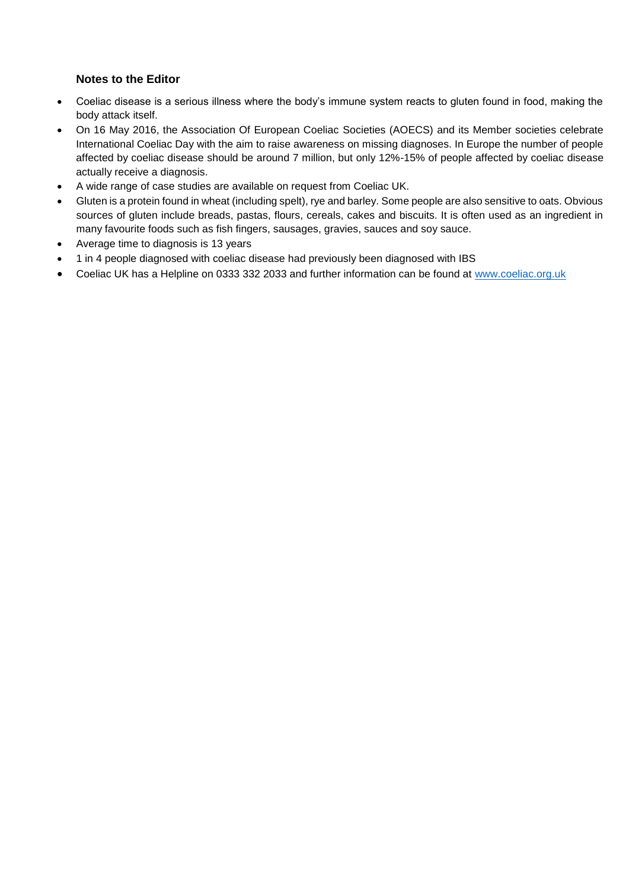**Notes to the Editor**

- Coeliac disease is a serious illness where the body's immune system reacts to gluten found in food, making the body attack itself.
- On 16 May 2016, the Association Of European Coeliac Societies (AOECS) and its Member societies celebrate International Coeliac Day with the aim to raise awareness on missing diagnoses. In Europe the number of people affected by coeliac disease should be around 7 million, but only 12%-15% of people affected by coeliac disease actually receive a diagnosis.
- A wide range of case studies are available on request from Coeliac UK.
- Gluten is a protein found in wheat (including spelt), rye and barley. Some people are also sensitive to oats. Obvious sources of gluten include breads, pastas, flours, cereals, cakes and biscuits. It is often used as an ingredient in many favourite foods such as fish fingers, sausages, gravies, sauces and soy sauce.
- Average time to diagnosis is 13 years
- 1 in 4 people diagnosed with coeliac disease had previously been diagnosed with IBS
- Coeliac UK has a Helpline on 0333 332 2033 and further information can be found at [www.coeliac.org.uk](http://www.coeliac.org.uk)